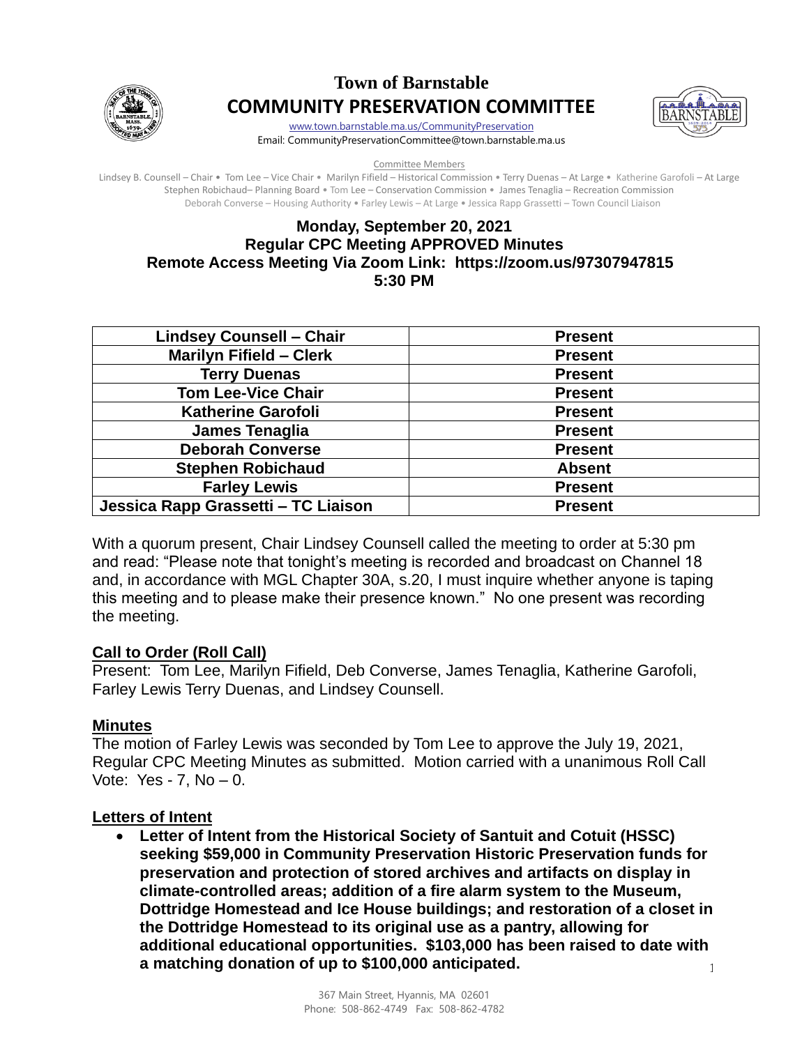# Town of Barnstable
# COMMUNITY PRESERVATION COMMITTEE

www.town.barnstable.ma.us/CommunityPreservation
Email: CommunityPreservationCommittee@town.barnstable.ma.us

Committee Members

Lindsey B. Counsell – Chair • Tom Lee – Vice Chair • Marilyn Fifield – Historical Commission • Terry Duenas – At Large • Katherine Garofoli – At Large
Stephen Robichaud– Planning Board • Tom Lee – Conservation Commission • James Tenaglia – Recreation Commission
Deborah Converse – Housing Authority • Farley Lewis – At Large • Jessica Rapp Grassetti – Town Council Liaison

## Monday, September 20, 2021
## Regular CPC Meeting APPROVED Minutes
## Remote Access Meeting Via Zoom Link: https://zoom.us/97307947815
## 5:30 PM

| Lindsey Counsell – Chair | Present |
|---|---|
| Marilyn Fifield – Clerk | Present |
| Terry Duenas | Present |
| Tom Lee-Vice Chair | Present |
| Katherine Garofoli | Present |
| James Tenaglia | Present |
| Deborah Converse | Present |
| Stephen Robichaud | Absent |
| Farley Lewis | Present |
| Jessica Rapp Grassetti – TC Liaison | Present |

With a quorum present, Chair Lindsey Counsell called the meeting to order at 5:30 pm and read: "Please note that tonight's meeting is recorded and broadcast on Channel 18 and, in accordance with MGL Chapter 30A, s.20, I must inquire whether anyone is taping this meeting and to please make their presence known." No one present was recording the meeting.

**Call to Order (Roll Call)**

Present: Tom Lee, Marilyn Fifield, Deb Converse, James Tenaglia, Katherine Garofoli, Farley Lewis Terry Duenas, and Lindsey Counsell.

**Minutes**

The motion of Farley Lewis was seconded by Tom Lee to approve the July 19, 2021, Regular CPC Meeting Minutes as submitted. Motion carried with a unanimous Roll Call Vote: Yes - 7, No – 0.

**Letters of Intent**

- **Letter of Intent from the Historical Society of Santuit and Cotuit (HSSC) seeking $59,000 in Community Preservation Historic Preservation funds for preservation and protection of stored archives and artifacts on display in climate-controlled areas; addition of a fire alarm system to the Museum, Dottridge Homestead and Ice House buildings; and restoration of a closet in the Dottridge Homestead to its original use as a pantry, allowing for additional educational opportunities. $103,000 has been raised to date with a matching donation of up to $100,000 anticipated.**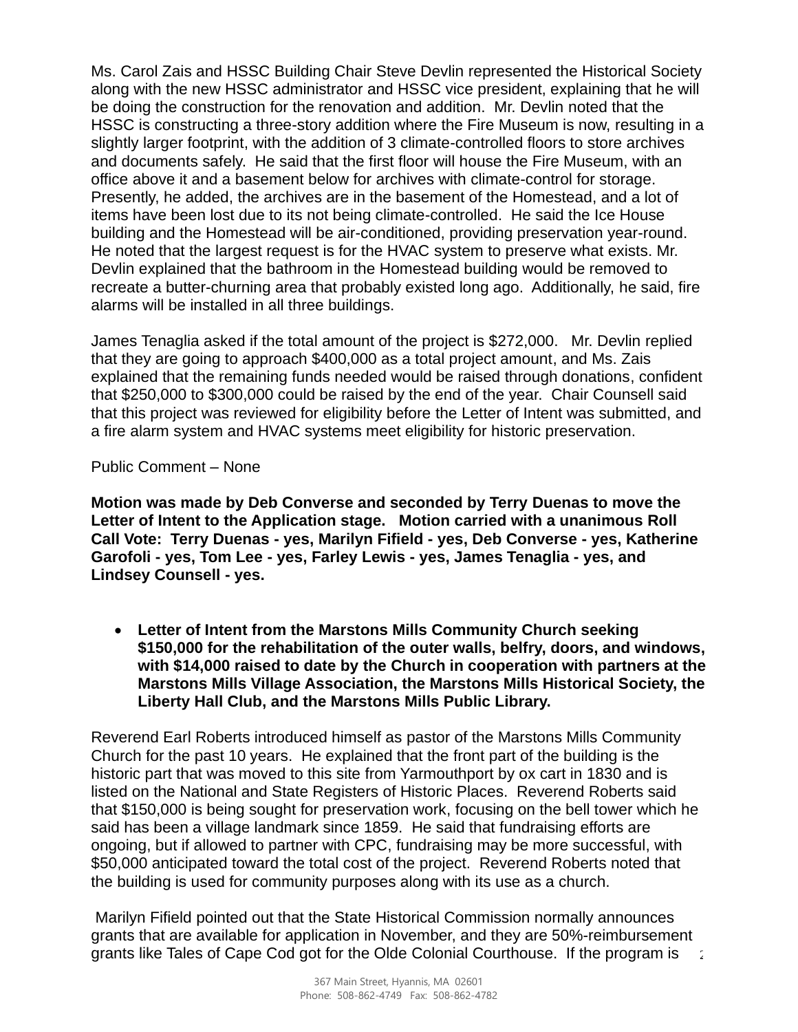Ms. Carol Zais and HSSC Building Chair Steve Devlin represented the Historical Society along with the new HSSC administrator and HSSC vice president, explaining that he will be doing the construction for the renovation and addition. Mr. Devlin noted that the HSSC is constructing a three-story addition where the Fire Museum is now, resulting in a slightly larger footprint, with the addition of 3 climate-controlled floors to store archives and documents safely. He said that the first floor will house the Fire Museum, with an office above it and a basement below for archives with climate-control for storage. Presently, he added, the archives are in the basement of the Homestead, and a lot of items have been lost due to its not being climate-controlled. He said the Ice House building and the Homestead will be air-conditioned, providing preservation year-round. He noted that the largest request is for the HVAC system to preserve what exists. Mr. Devlin explained that the bathroom in the Homestead building would be removed to recreate a butter-churning area that probably existed long ago. Additionally, he said, fire alarms will be installed in all three buildings.

James Tenaglia asked if the total amount of the project is $272,000. Mr. Devlin replied that they are going to approach $400,000 as a total project amount, and Ms. Zais explained that the remaining funds needed would be raised through donations, confident that $250,000 to $300,000 could be raised by the end of the year. Chair Counsell said that this project was reviewed for eligibility before the Letter of Intent was submitted, and a fire alarm system and HVAC systems meet eligibility for historic preservation.

Public Comment – None

**Motion was made by Deb Converse and seconded by Terry Duenas to move the Letter of Intent to the Application stage. Motion carried with a unanimous Roll Call Vote: Terry Duenas - yes, Marilyn Fifield - yes, Deb Converse - yes, Katherine Garofoli - yes, Tom Lee - yes, Farley Lewis - yes, James Tenaglia - yes, and Lindsey Counsell - yes.**

- **Letter of Intent from the Marstons Mills Community Church seeking $150,000 for the rehabilitation of the outer walls, belfry, doors, and windows, with $14,000 raised to date by the Church in cooperation with partners at the Marstons Mills Village Association, the Marstons Mills Historical Society, the Liberty Hall Club, and the Marstons Mills Public Library.**

Reverend Earl Roberts introduced himself as pastor of the Marstons Mills Community Church for the past 10 years. He explained that the front part of the building is the historic part that was moved to this site from Yarmouthport by ox cart in 1830 and is listed on the National and State Registers of Historic Places. Reverend Roberts said that $150,000 is being sought for preservation work, focusing on the bell tower which he said has been a village landmark since 1859. He said that fundraising efforts are ongoing, but if allowed to partner with CPC, fundraising may be more successful, with $50,000 anticipated toward the total cost of the project. Reverend Roberts noted that the building is used for community purposes along with its use as a church.

Marilyn Fifield pointed out that the State Historical Commission normally announces grants that are available for application in November, and they are 50%-reimbursement grants like Tales of Cape Cod got for the Olde Colonial Courthouse. If the program is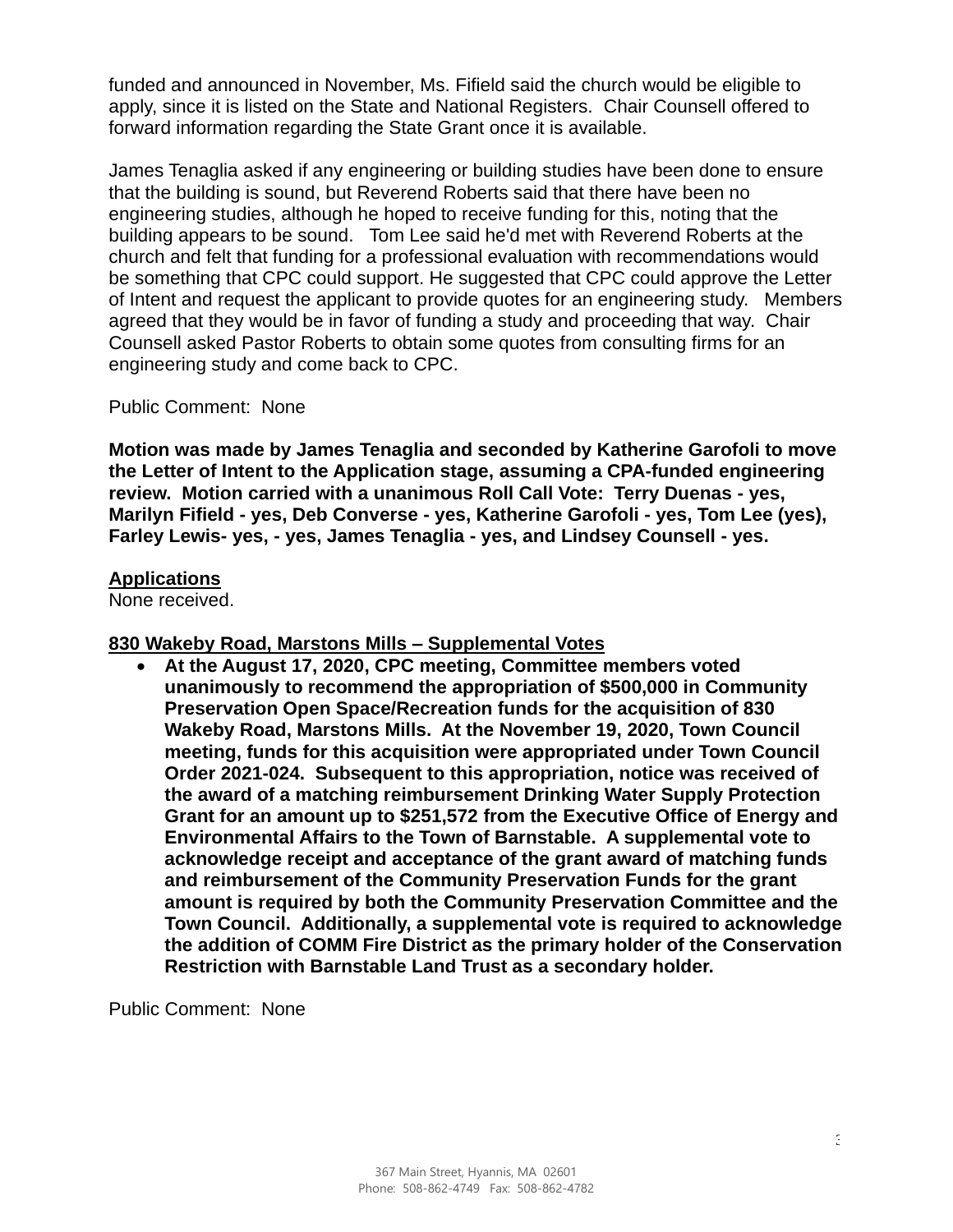funded and announced in November, Ms. Fifield said the church would be eligible to apply, since it is listed on the State and National Registers. Chair Counsell offered to forward information regarding the State Grant once it is available.

James Tenaglia asked if any engineering or building studies have been done to ensure that the building is sound, but Reverend Roberts said that there have been no engineering studies, although he hoped to receive funding for this, noting that the building appears to be sound. Tom Lee said he'd met with Reverend Roberts at the church and felt that funding for a professional evaluation with recommendations would be something that CPC could support. He suggested that CPC could approve the Letter of Intent and request the applicant to provide quotes for an engineering study. Members agreed that they would be in favor of funding a study and proceeding that way. Chair Counsell asked Pastor Roberts to obtain some quotes from consulting firms for an engineering study and come back to CPC.

Public Comment: None

**Motion was made by James Tenaglia and seconded by Katherine Garofoli to move the Letter of Intent to the Application stage, assuming a CPA-funded engineering review. Motion carried with a unanimous Roll Call Vote: Terry Duenas - yes, Marilyn Fifield - yes, Deb Converse - yes, Katherine Garofoli - yes, Tom Lee (yes), Farley Lewis- yes, - yes, James Tenaglia - yes, and Lindsey Counsell - yes.**

**Applications**

None received.

**830 Wakeby Road, Marstons Mills – Supplemental Votes**

- **At the August 17, 2020, CPC meeting, Committee members voted unanimously to recommend the appropriation of $500,000 in Community Preservation Open Space/Recreation funds for the acquisition of 830 Wakeby Road, Marstons Mills. At the November 19, 2020, Town Council meeting, funds for this acquisition were appropriated under Town Council Order 2021-024. Subsequent to this appropriation, notice was received of the award of a matching reimbursement Drinking Water Supply Protection Grant for an amount up to $251,572 from the Executive Office of Energy and Environmental Affairs to the Town of Barnstable. A supplemental vote to acknowledge receipt and acceptance of the grant award of matching funds and reimbursement of the Community Preservation Funds for the grant amount is required by both the Community Preservation Committee and the Town Council. Additionally, a supplemental vote is required to acknowledge the addition of COMM Fire District as the primary holder of the Conservation Restriction with Barnstable Land Trust as a secondary holder.**

Public Comment: None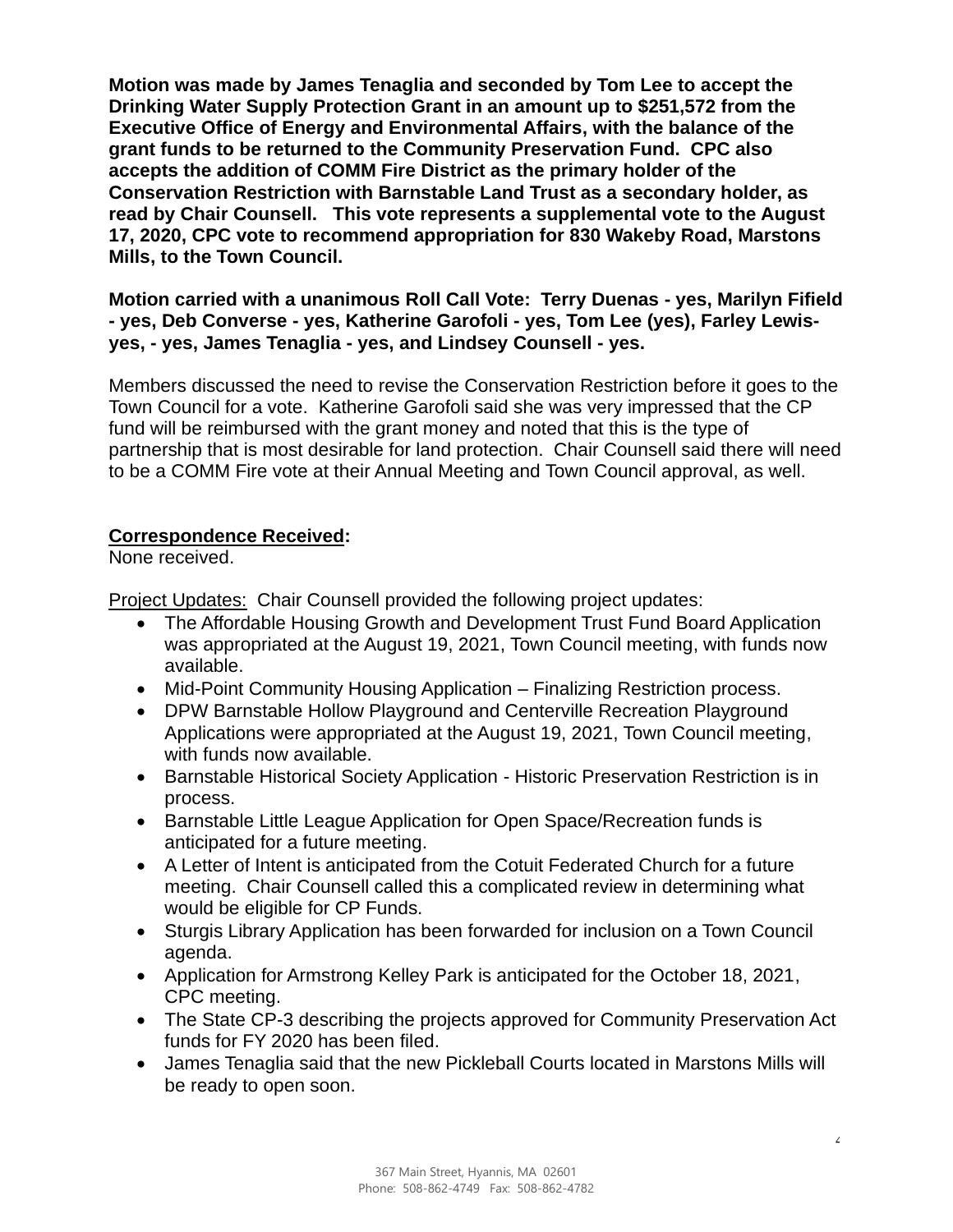**Motion was made by James Tenaglia and seconded by Tom Lee to accept the Drinking Water Supply Protection Grant in an amount up to $251,572 from the Executive Office of Energy and Environmental Affairs, with the balance of the grant funds to be returned to the Community Preservation Fund. CPC also accepts the addition of COMM Fire District as the primary holder of the Conservation Restriction with Barnstable Land Trust as a secondary holder, as read by Chair Counsell. This vote represents a supplemental vote to the August 17, 2020, CPC vote to recommend appropriation for 830 Wakeby Road, Marstons Mills, to the Town Council.**

**Motion carried with a unanimous Roll Call Vote: Terry Duenas - yes, Marilyn Fifield - yes, Deb Converse - yes, Katherine Garofoli - yes, Tom Lee (yes), Farley Lewis- yes, - yes, James Tenaglia - yes, and Lindsey Counsell - yes.**

Members discussed the need to revise the Conservation Restriction before it goes to the Town Council for a vote. Katherine Garofoli said she was very impressed that the CP fund will be reimbursed with the grant money and noted that this is the type of partnership that is most desirable for land protection. Chair Counsell said there will need to be a COMM Fire vote at their Annual Meeting and Town Council approval, as well.

**Correspondence Received:**
None received.

Project Updates: Chair Counsell provided the following project updates:

- The Affordable Housing Growth and Development Trust Fund Board Application was appropriated at the August 19, 2021, Town Council meeting, with funds now available.
- Mid-Point Community Housing Application – Finalizing Restriction process.
- DPW Barnstable Hollow Playground and Centerville Recreation Playground Applications were appropriated at the August 19, 2021, Town Council meeting, with funds now available.
- Barnstable Historical Society Application - Historic Preservation Restriction is in process.
- Barnstable Little League Application for Open Space/Recreation funds is anticipated for a future meeting.
- A Letter of Intent is anticipated from the Cotuit Federated Church for a future meeting. Chair Counsell called this a complicated review in determining what would be eligible for CP Funds.
- Sturgis Library Application has been forwarded for inclusion on a Town Council agenda.
- Application for Armstrong Kelley Park is anticipated for the October 18, 2021, CPC meeting.
- The State CP-3 describing the projects approved for Community Preservation Act funds for FY 2020 has been filed.
- James Tenaglia said that the new Pickleball Courts located in Marstons Mills will be ready to open soon.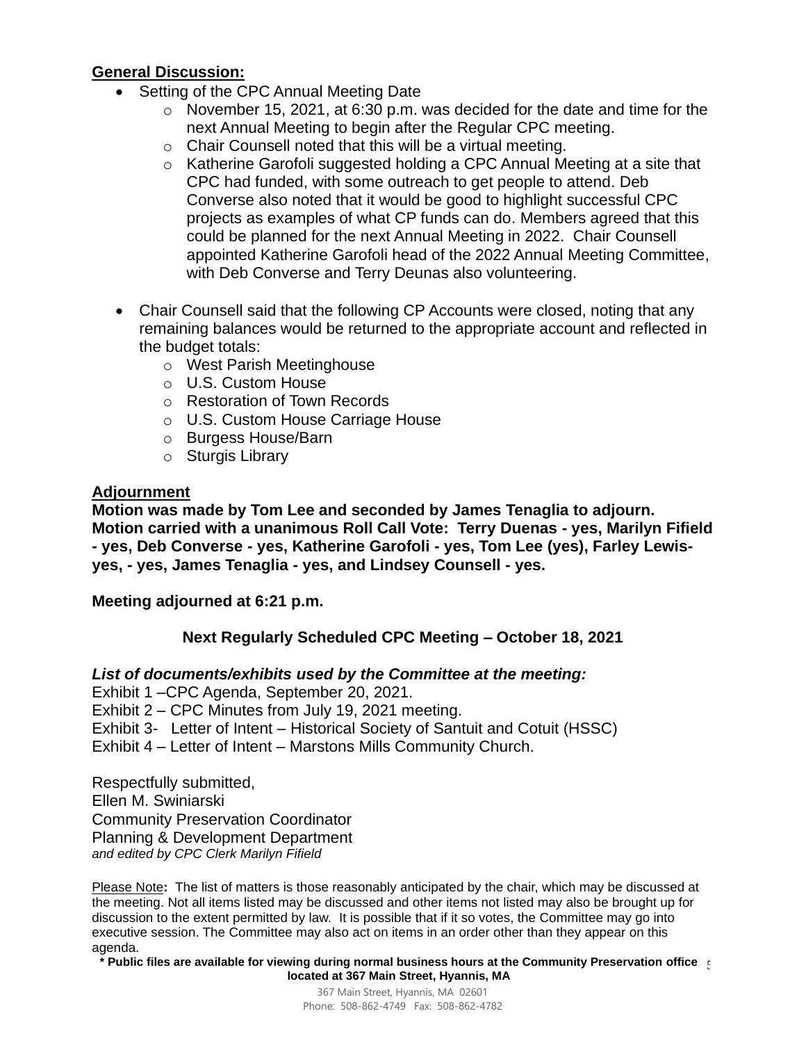**General Discussion:**

- Setting of the CPC Annual Meeting Date
  - November 15, 2021, at 6:30 p.m. was decided for the date and time for the next Annual Meeting to begin after the Regular CPC meeting.
  - Chair Counsell noted that this will be a virtual meeting.
  - Katherine Garofoli suggested holding a CPC Annual Meeting at a site that CPC had funded, with some outreach to get people to attend. Deb Converse also noted that it would be good to highlight successful CPC projects as examples of what CP funds can do. Members agreed that this could be planned for the next Annual Meeting in 2022. Chair Counsell appointed Katherine Garofoli head of the 2022 Annual Meeting Committee, with Deb Converse and Terry Deunas also volunteering.

- Chair Counsell said that the following CP Accounts were closed, noting that any remaining balances would be returned to the appropriate account and reflected in the budget totals:
  - West Parish Meetinghouse
  - U.S. Custom House
  - Restoration of Town Records
  - U.S. Custom House Carriage House
  - Burgess House/Barn
  - Sturgis Library

**Adjournment**

**Motion was made by Tom Lee and seconded by James Tenaglia to adjourn. Motion carried with a unanimous Roll Call Vote: Terry Duenas - yes, Marilyn Fifield - yes, Deb Converse - yes, Katherine Garofoli - yes, Tom Lee (yes), Farley Lewis- yes, - yes, James Tenaglia - yes, and Lindsey Counsell - yes.**

**Meeting adjourned at 6:21 p.m.**

**Next Regularly Scheduled CPC Meeting – October 18, 2021**

***List of documents/exhibits used by the Committee at the meeting:***

Exhibit 1 –CPC Agenda, September 20, 2021.
Exhibit 2 – CPC Minutes from July 19, 2021 meeting.
Exhibit 3- Letter of Intent – Historical Society of Santuit and Cotuit (HSSC)
Exhibit 4 – Letter of Intent – Marstons Mills Community Church.

Respectfully submitted,
Ellen M. Swiniarski
Community Preservation Coordinator
Planning & Development Department
*and edited by CPC Clerk Marilyn Fifield*

Please Note**:** The list of matters is those reasonably anticipated by the chair, which may be discussed at the meeting. Not all items listed may be discussed and other items not listed may also be brought up for discussion to the extent permitted by law. It is possible that if it so votes, the Committee may go into executive session. The Committee may also act on items in an order other than they appear on this agenda.

**\* Public files are available for viewing during normal business hours at the Community Preservation office located at 367 Main Street, Hyannis, MA**

367 Main Street, Hyannis, MA 02601
Phone: 508-862-4749 Fax: 508-862-4782